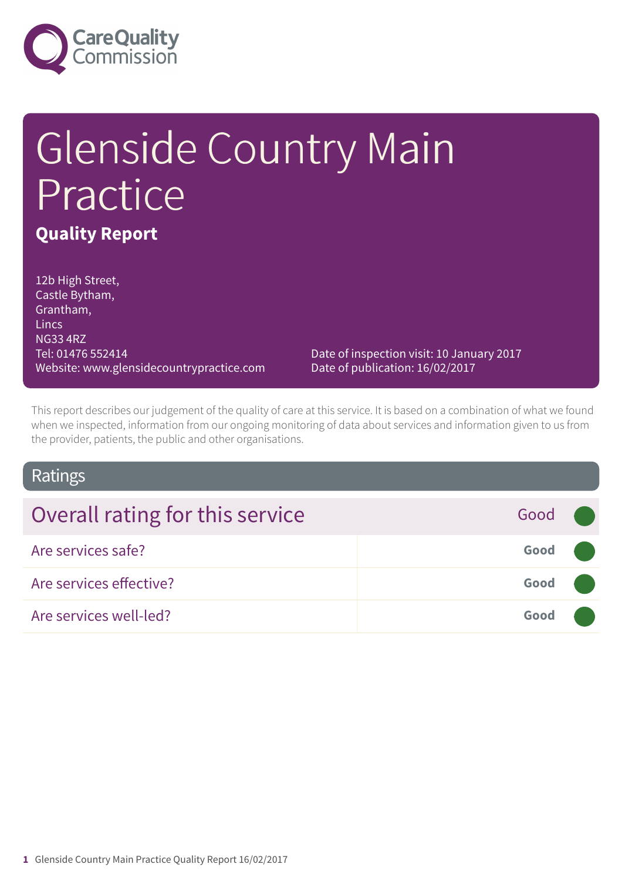Care Quality Commission

# Glenside Country Main Practice

**Quality Report**

12b High Street,
Castle Bytham,
Grantham,
Lincs
NG33 4RZ
Tel: 01476 552414
Website: www.glensidecountrypractice.com

Date of inspection visit: 10 January 2017
Date of publication: 16/02/2017

This report describes our judgement of the quality of care at this service. It is based on a combination of what we found when we inspected, information from our ongoing monitoring of data about services and information given to us from the provider, patients, the public and other organisations.

## Ratings

| Overall rating for this service | Good |
|---|---|
| Are services safe? | **Good** |
| Are services effective? | **Good** |
| Are services well-led? | **Good** |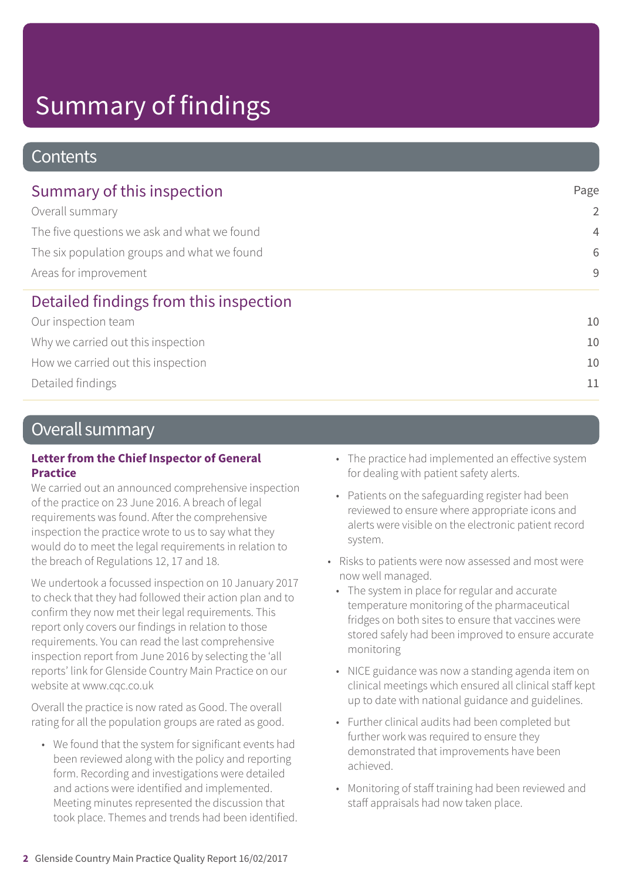# Summary of findings

## Contents

| Summary of this inspection | Page |
|---|---|
| Overall summary | 2 |
| The five questions we ask and what we found | 4 |
| The six population groups and what we found | 6 |
| Areas for improvement | 9 |
| **Detailed findings from this inspection** | |
| Our inspection team | 10 |
| Why we carried out this inspection | 10 |
| How we carried out this inspection | 10 |
| Detailed findings | 11 |

## Overall summary

**Letter from the Chief Inspector of General Practice**

We carried out an announced comprehensive inspection of the practice on 23 June 2016. A breach of legal requirements was found. After the comprehensive inspection the practice wrote to us to say what they would do to meet the legal requirements in relation to the breach of Regulations 12, 17 and 18.

We undertook a focussed inspection on 10 January 2017 to check that they had followed their action plan and to confirm they now met their legal requirements. This report only covers our findings in relation to those requirements. You can read the last comprehensive inspection report from June 2016 by selecting the 'all reports' link for Glenside Country Main Practice on our website at www.cqc.co.uk

Overall the practice is now rated as Good. The overall rating for all the population groups are rated as good.

- We found that the system for significant events had been reviewed along with the policy and reporting form. Recording and investigations were detailed and actions were identified and implemented. Meeting minutes represented the discussion that took place. Themes and trends had been identified.
- The practice had implemented an effective system for dealing with patient safety alerts.
- Patients on the safeguarding register had been reviewed to ensure where appropriate icons and alerts were visible on the electronic patient record system.
- Risks to patients were now assessed and most were now well managed.
  - The system in place for regular and accurate temperature monitoring of the pharmaceutical fridges on both sites to ensure that vaccines were stored safely had been improved to ensure accurate monitoring
  - NICE guidance was now a standing agenda item on clinical meetings which ensured all clinical staff kept up to date with national guidance and guidelines.
  - Further clinical audits had been completed but further work was required to ensure they demonstrated that improvements have been achieved.
  - Monitoring of staff training had been reviewed and staff appraisals had now taken place.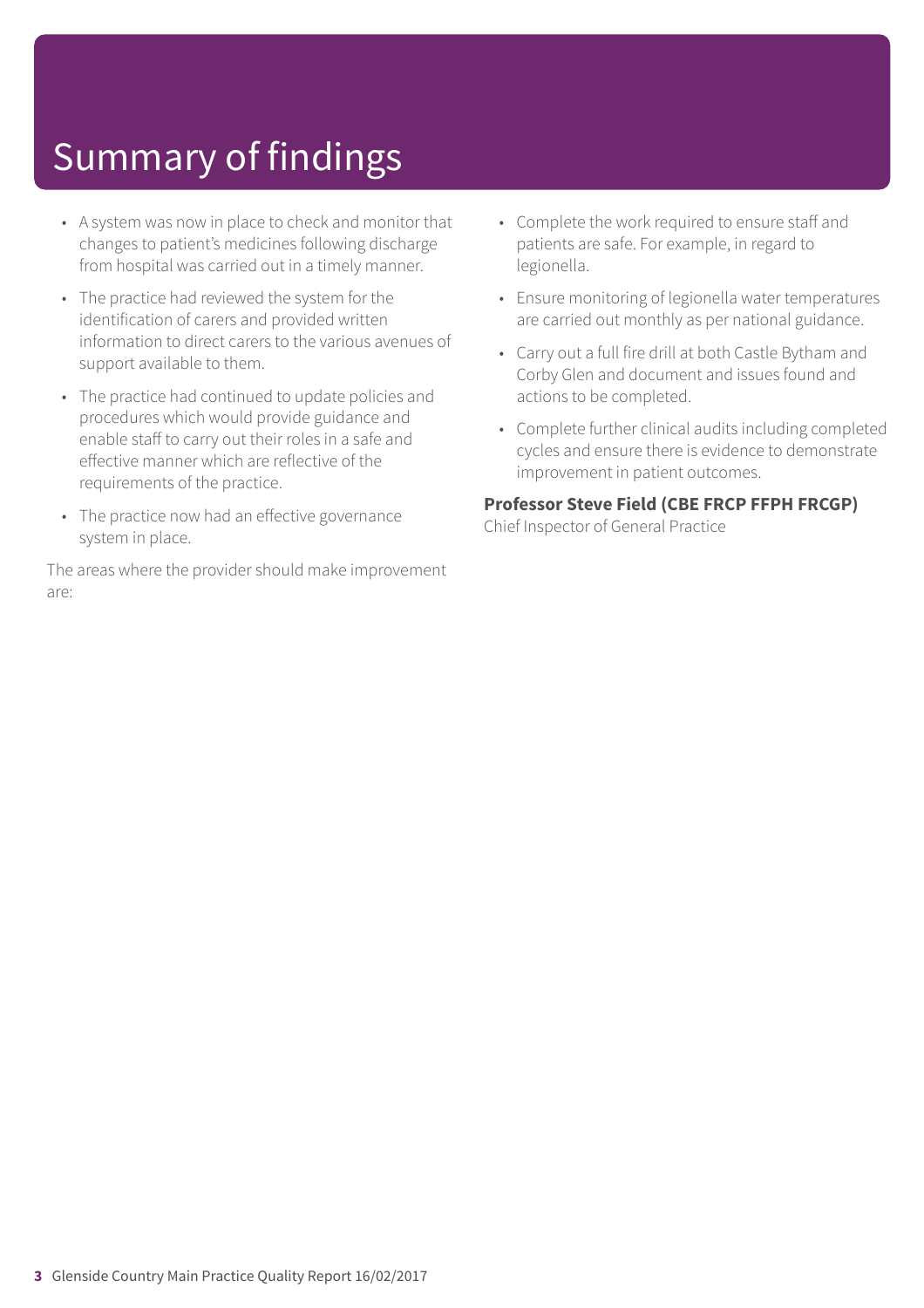# Summary of findings

- A system was now in place to check and monitor that changes to patient's medicines following discharge from hospital was carried out in a timely manner.
- The practice had reviewed the system for the identification of carers and provided written information to direct carers to the various avenues of support available to them.
- The practice had continued to update policies and procedures which would provide guidance and enable staff to carry out their roles in a safe and effective manner which are reflective of the requirements of the practice.
- The practice now had an effective governance system in place.

The areas where the provider should make improvement are:

- Complete the work required to ensure staff and patients are safe. For example, in regard to legionella.
- Ensure monitoring of legionella water temperatures are carried out monthly as per national guidance.
- Carry out a full fire drill at both Castle Bytham and Corby Glen and document and issues found and actions to be completed.
- Complete further clinical audits including completed cycles and ensure there is evidence to demonstrate improvement in patient outcomes.

**Professor Steve Field (CBE FRCP FFPH FRCGP)**
Chief Inspector of General Practice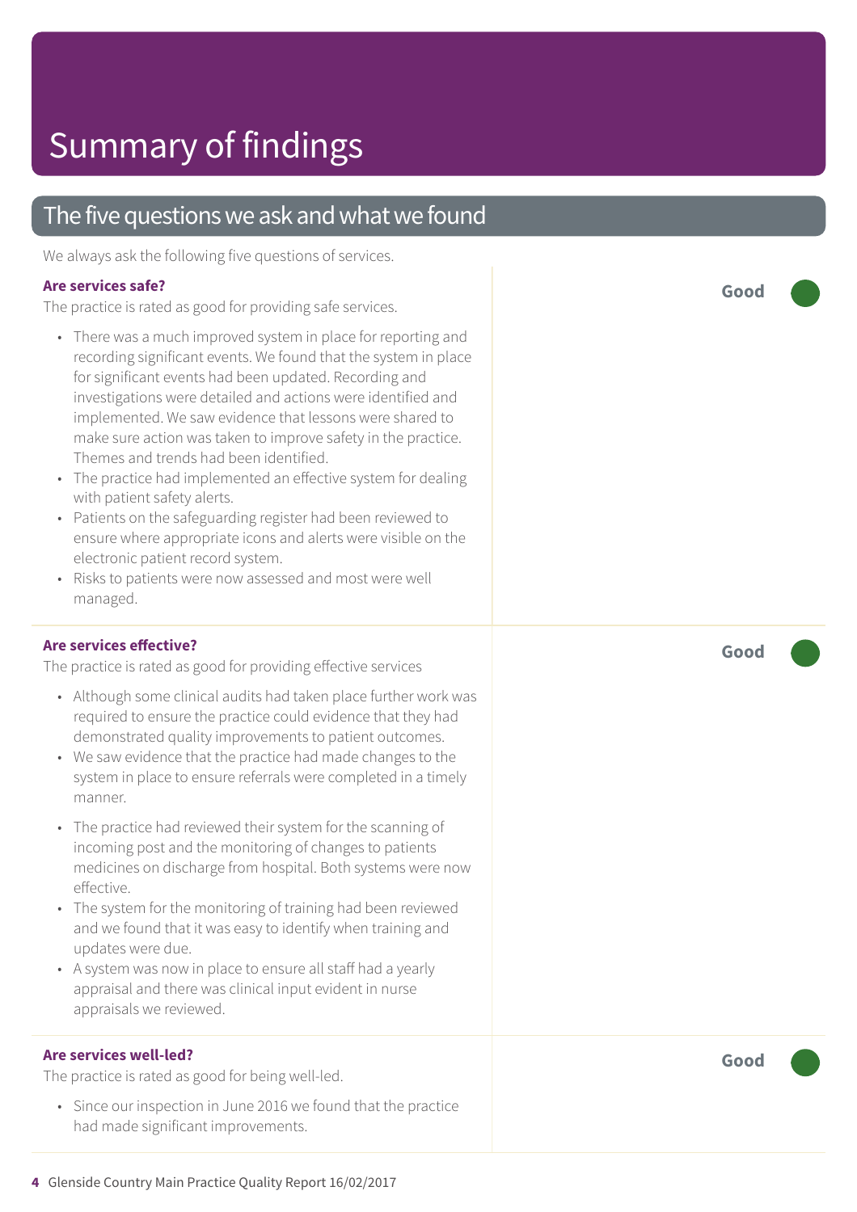# Summary of findings

## The five questions we ask and what we found

We always ask the following five questions of services.

### Are services safe?

**Good**

The practice is rated as good for providing safe services.

- There was a much improved system in place for reporting and recording significant events. We found that the system in place for significant events had been updated. Recording and investigations were detailed and actions were identified and implemented. We saw evidence that lessons were shared to make sure action was taken to improve safety in the practice. Themes and trends had been identified.
- The practice had implemented an effective system for dealing with patient safety alerts.
- Patients on the safeguarding register had been reviewed to ensure where appropriate icons and alerts were visible on the electronic patient record system.
- Risks to patients were now assessed and most were well managed.

### Are services effective?

**Good**

The practice is rated as good for providing effective services

- Although some clinical audits had taken place further work was required to ensure the practice could evidence that they had demonstrated quality improvements to patient outcomes.
- We saw evidence that the practice had made changes to the system in place to ensure referrals were completed in a timely manner.
- The practice had reviewed their system for the scanning of incoming post and the monitoring of changes to patients medicines on discharge from hospital. Both systems were now effective.
- The system for the monitoring of training had been reviewed and we found that it was easy to identify when training and updates were due.
- A system was now in place to ensure all staff had a yearly appraisal and there was clinical input evident in nurse appraisals we reviewed.

### Are services well-led?

**Good**

The practice is rated as good for being well-led.

- Since our inspection in June 2016 we found that the practice had made significant improvements.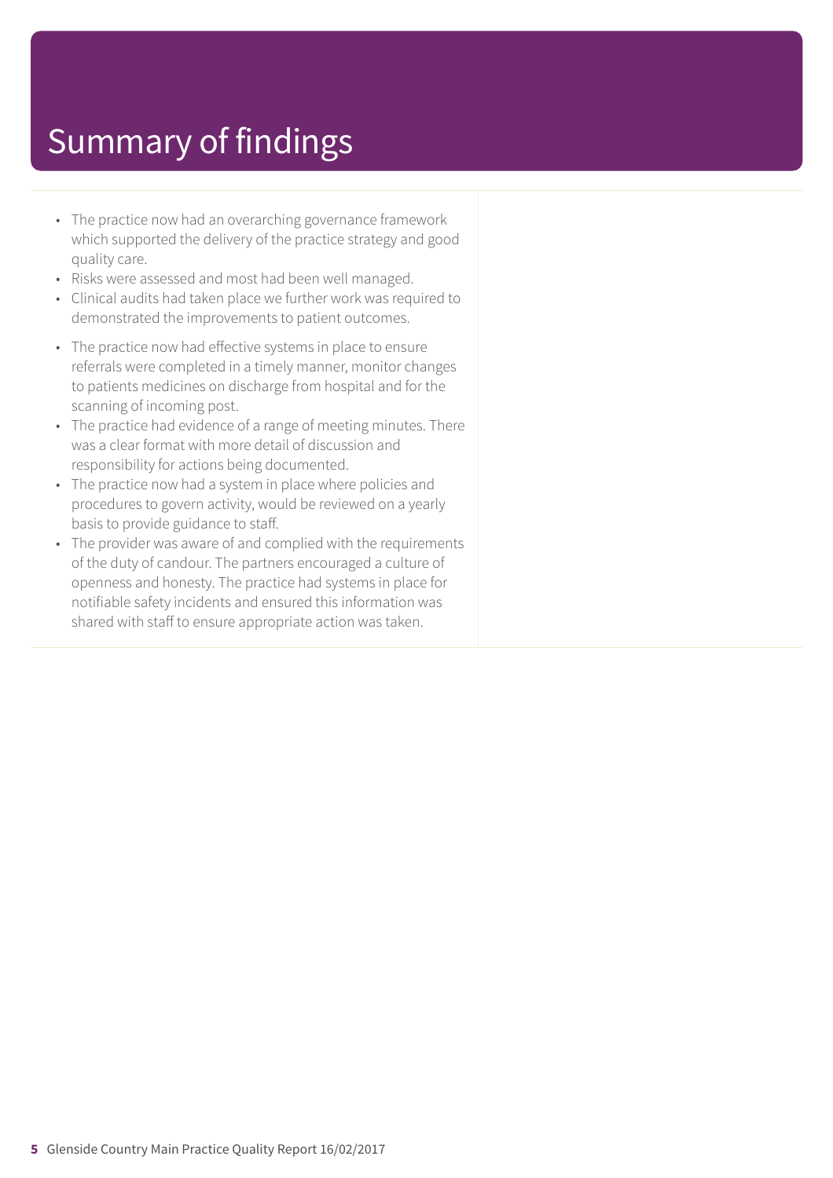# Summary of findings

- The practice now had an overarching governance framework which supported the delivery of the practice strategy and good quality care.
- Risks were assessed and most had been well managed.
- Clinical audits had taken place we further work was required to demonstrated the improvements to patient outcomes.
- The practice now had effective systems in place to ensure referrals were completed in a timely manner, monitor changes to patients medicines on discharge from hospital and for the scanning of incoming post.
- The practice had evidence of a range of meeting minutes. There was a clear format with more detail of discussion and responsibility for actions being documented.
- The practice now had a system in place where policies and procedures to govern activity, would be reviewed on a yearly basis to provide guidance to staff.
- The provider was aware of and complied with the requirements of the duty of candour. The partners encouraged a culture of openness and honesty. The practice had systems in place for notifiable safety incidents and ensured this information was shared with staff to ensure appropriate action was taken.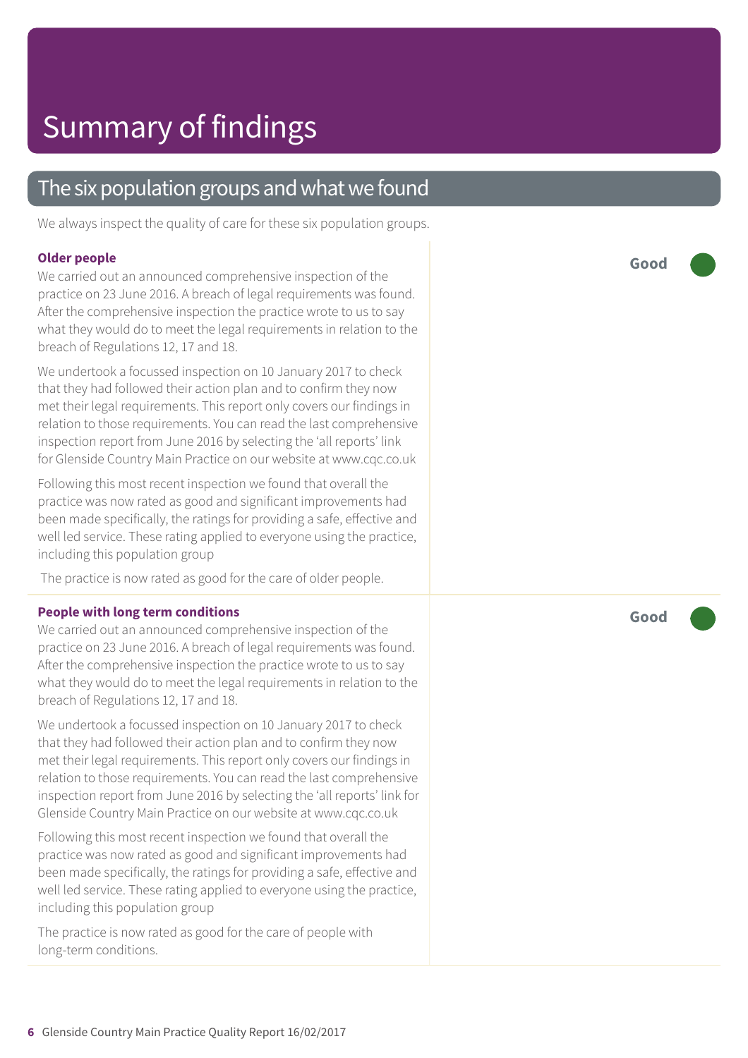# Summary of findings

## The six population groups and what we found

We always inspect the quality of care for these six population groups.

### Older people

**Good**

We carried out an announced comprehensive inspection of the practice on 23 June 2016. A breach of legal requirements was found. After the comprehensive inspection the practice wrote to us to say what they would do to meet the legal requirements in relation to the breach of Regulations 12, 17 and 18.

We undertook a focussed inspection on 10 January 2017 to check that they had followed their action plan and to confirm they now met their legal requirements. This report only covers our findings in relation to those requirements. You can read the last comprehensive inspection report from June 2016 by selecting the 'all reports' link for Glenside Country Main Practice on our website at www.cqc.co.uk

Following this most recent inspection we found that overall the practice was now rated as good and significant improvements had been made specifically, the ratings for providing a safe, effective and well led service. These rating applied to everyone using the practice, including this population group

The practice is now rated as good for the care of older people.

### People with long term conditions

**Good**

We carried out an announced comprehensive inspection of the practice on 23 June 2016. A breach of legal requirements was found. After the comprehensive inspection the practice wrote to us to say what they would do to meet the legal requirements in relation to the breach of Regulations 12, 17 and 18.

We undertook a focussed inspection on 10 January 2017 to check that they had followed their action plan and to confirm they now met their legal requirements. This report only covers our findings in relation to those requirements. You can read the last comprehensive inspection report from June 2016 by selecting the 'all reports' link for Glenside Country Main Practice on our website at www.cqc.co.uk

Following this most recent inspection we found that overall the practice was now rated as good and significant improvements had been made specifically, the ratings for providing a safe, effective and well led service. These rating applied to everyone using the practice, including this population group

The practice is now rated as good for the care of people with long-term conditions.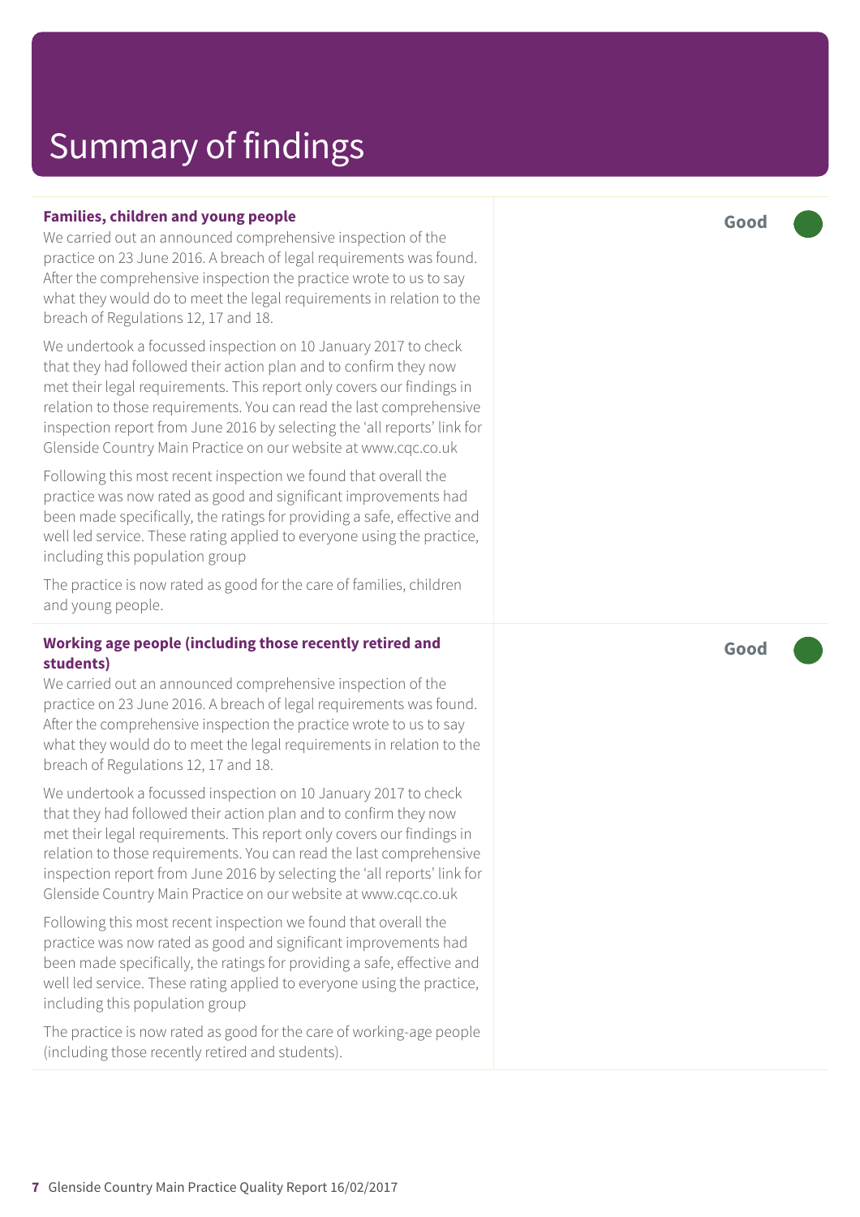# Summary of findings

**Families, children and young people**

**Good**

We carried out an announced comprehensive inspection of the practice on 23 June 2016. A breach of legal requirements was found. After the comprehensive inspection the practice wrote to us to say what they would do to meet the legal requirements in relation to the breach of Regulations 12, 17 and 18.

We undertook a focussed inspection on 10 January 2017 to check that they had followed their action plan and to confirm they now met their legal requirements. This report only covers our findings in relation to those requirements. You can read the last comprehensive inspection report from June 2016 by selecting the 'all reports' link for Glenside Country Main Practice on our website at www.cqc.co.uk

Following this most recent inspection we found that overall the practice was now rated as good and significant improvements had been made specifically, the ratings for providing a safe, effective and well led service. These rating applied to everyone using the practice, including this population group

The practice is now rated as good for the care of families, children and young people.

**Working age people (including those recently retired and students)**

**Good**

We carried out an announced comprehensive inspection of the practice on 23 June 2016. A breach of legal requirements was found. After the comprehensive inspection the practice wrote to us to say what they would do to meet the legal requirements in relation to the breach of Regulations 12, 17 and 18.

We undertook a focussed inspection on 10 January 2017 to check that they had followed their action plan and to confirm they now met their legal requirements. This report only covers our findings in relation to those requirements. You can read the last comprehensive inspection report from June 2016 by selecting the 'all reports' link for Glenside Country Main Practice on our website at www.cqc.co.uk

Following this most recent inspection we found that overall the practice was now rated as good and significant improvements had been made specifically, the ratings for providing a safe, effective and well led service. These rating applied to everyone using the practice, including this population group

The practice is now rated as good for the care of working-age people (including those recently retired and students).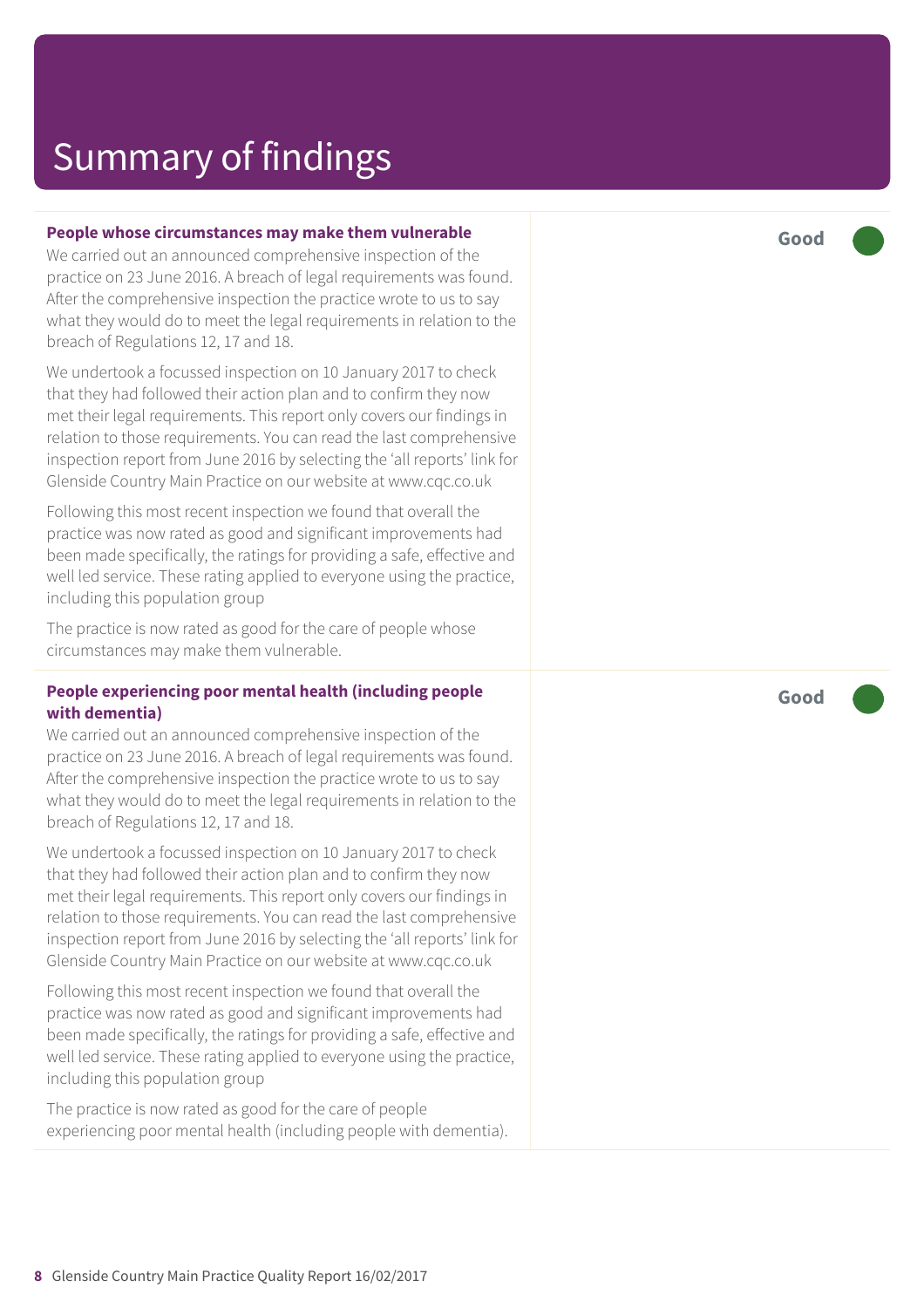# Summary of findings

**People whose circumstances may make them vulnerable** — **Good**

We carried out an announced comprehensive inspection of the practice on 23 June 2016. A breach of legal requirements was found. After the comprehensive inspection the practice wrote to us to say what they would do to meet the legal requirements in relation to the breach of Regulations 12, 17 and 18.

We undertook a focussed inspection on 10 January 2017 to check that they had followed their action plan and to confirm they now met their legal requirements. This report only covers our findings in relation to those requirements. You can read the last comprehensive inspection report from June 2016 by selecting the 'all reports' link for Glenside Country Main Practice on our website at www.cqc.co.uk

Following this most recent inspection we found that overall the practice was now rated as good and significant improvements had been made specifically, the ratings for providing a safe, effective and well led service. These rating applied to everyone using the practice, including this population group

The practice is now rated as good for the care of people whose circumstances may make them vulnerable.

**People experiencing poor mental health (including people with dementia)** — **Good**

We carried out an announced comprehensive inspection of the practice on 23 June 2016. A breach of legal requirements was found. After the comprehensive inspection the practice wrote to us to say what they would do to meet the legal requirements in relation to the breach of Regulations 12, 17 and 18.

We undertook a focussed inspection on 10 January 2017 to check that they had followed their action plan and to confirm they now met their legal requirements. This report only covers our findings in relation to those requirements. You can read the last comprehensive inspection report from June 2016 by selecting the 'all reports' link for Glenside Country Main Practice on our website at www.cqc.co.uk

Following this most recent inspection we found that overall the practice was now rated as good and significant improvements had been made specifically, the ratings for providing a safe, effective and well led service. These rating applied to everyone using the practice, including this population group

The practice is now rated as good for the care of people experiencing poor mental health (including people with dementia).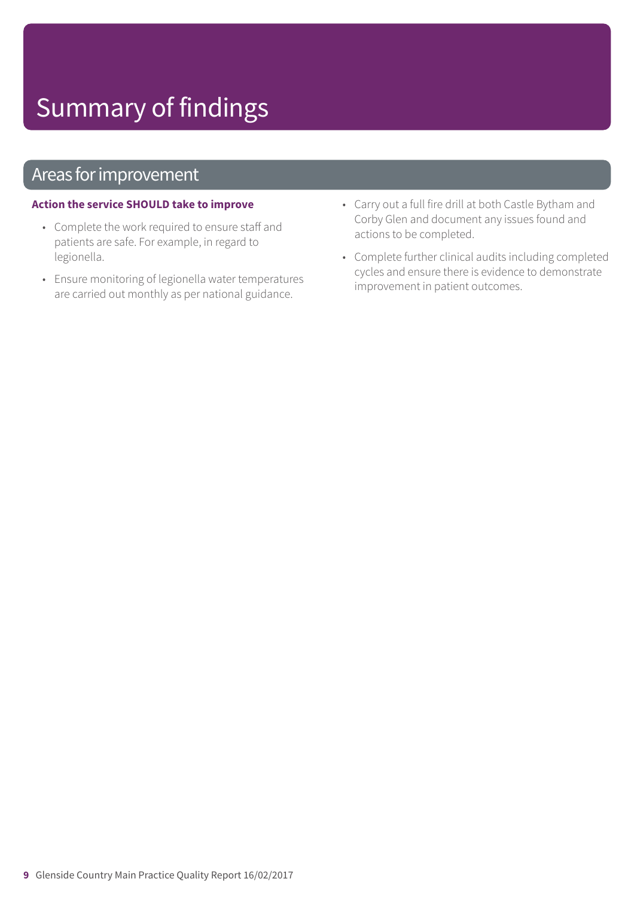# Summary of findings

## Areas for improvement

**Action the service SHOULD take to improve**

- Complete the work required to ensure staff and patients are safe. For example, in regard to legionella.
- Ensure monitoring of legionella water temperatures are carried out monthly as per national guidance.
- Carry out a full fire drill at both Castle Bytham and Corby Glen and document any issues found and actions to be completed.
- Complete further clinical audits including completed cycles and ensure there is evidence to demonstrate improvement in patient outcomes.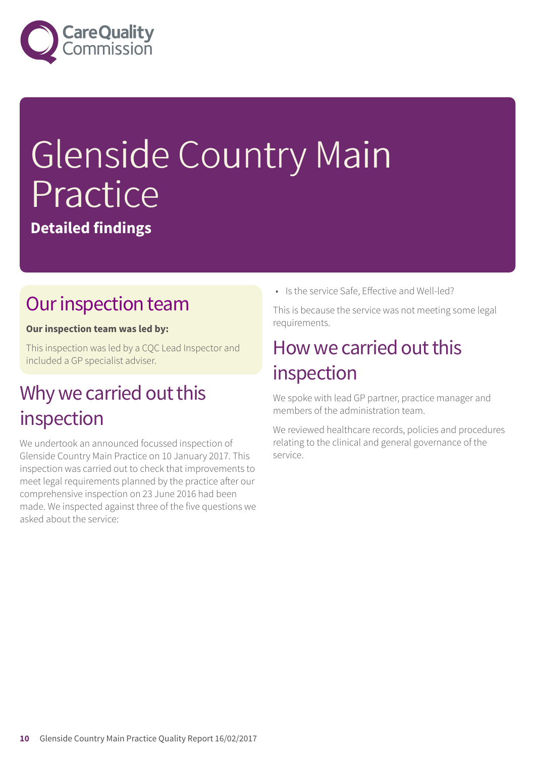# Glenside Country Main Practice

**Detailed findings**

## Our inspection team

**Our inspection team was led by:**

This inspection was led by a CQC Lead Inspector and included a GP specialist adviser.

## Why we carried out this inspection

We undertook an announced focussed inspection of Glenside Country Main Practice on 10 January 2017. This inspection was carried out to check that improvements to meet legal requirements planned by the practice after our comprehensive inspection on 23 June 2016 had been made. We inspected against three of the five questions we asked about the service:

- Is the service Safe, Effective and Well-led?

This is because the service was not meeting some legal requirements.

## How we carried out this inspection

We spoke with lead GP partner, practice manager and members of the administration team.

We reviewed healthcare records, policies and procedures relating to the clinical and general governance of the service.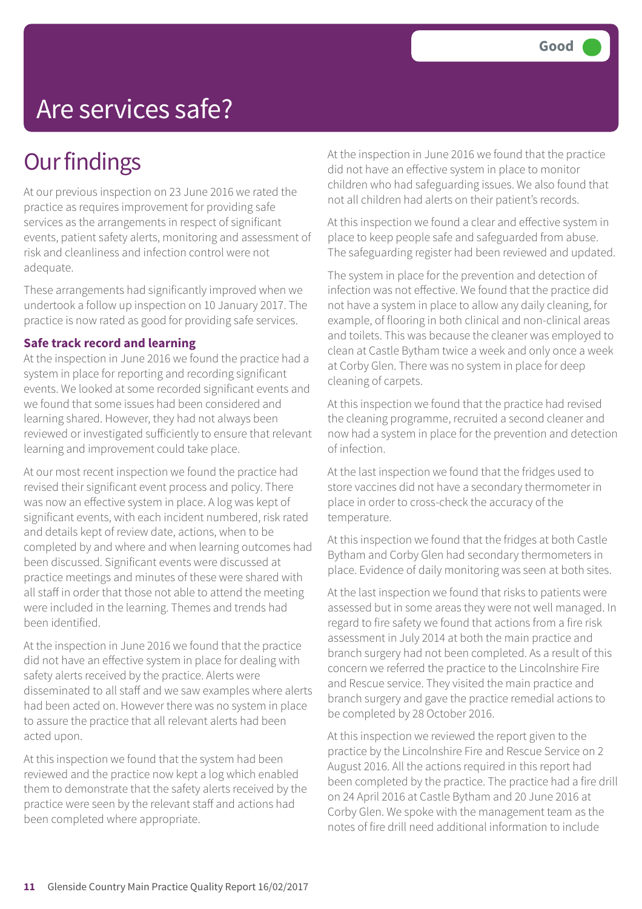Good

# Are services safe?

## Our findings

At our previous inspection on 23 June 2016 we rated the practice as requires improvement for providing safe services as the arrangements in respect of significant events, patient safety alerts, monitoring and assessment of risk and cleanliness and infection control were not adequate.

These arrangements had significantly improved when we undertook a follow up inspection on 10 January 2017. The practice is now rated as good for providing safe services.

**Safe track record and learning**

At the inspection in June 2016 we found the practice had a system in place for reporting and recording significant events. We looked at some recorded significant events and we found that some issues had been considered and learning shared. However, they had not always been reviewed or investigated sufficiently to ensure that relevant learning and improvement could take place.

At our most recent inspection we found the practice had revised their significant event process and policy. There was now an effective system in place. A log was kept of significant events, with each incident numbered, risk rated and details kept of review date, actions, when to be completed by and where and when learning outcomes had been discussed. Significant events were discussed at practice meetings and minutes of these were shared with all staff in order that those not able to attend the meeting were included in the learning. Themes and trends had been identified.

At the inspection in June 2016 we found that the practice did not have an effective system in place for dealing with safety alerts received by the practice. Alerts were disseminated to all staff and we saw examples where alerts had been acted on. However there was no system in place to assure the practice that all relevant alerts had been acted upon.

At this inspection we found that the system had been reviewed and the practice now kept a log which enabled them to demonstrate that the safety alerts received by the practice were seen by the relevant staff and actions had been completed where appropriate.

At the inspection in June 2016 we found that the practice did not have an effective system in place to monitor children who had safeguarding issues. We also found that not all children had alerts on their patient's records.

At this inspection we found a clear and effective system in place to keep people safe and safeguarded from abuse. The safeguarding register had been reviewed and updated.

The system in place for the prevention and detection of infection was not effective. We found that the practice did not have a system in place to allow any daily cleaning, for example, of flooring in both clinical and non-clinical areas and toilets. This was because the cleaner was employed to clean at Castle Bytham twice a week and only once a week at Corby Glen. There was no system in place for deep cleaning of carpets.

At this inspection we found that the practice had revised the cleaning programme, recruited a second cleaner and now had a system in place for the prevention and detection of infection.

At the last inspection we found that the fridges used to store vaccines did not have a secondary thermometer in place in order to cross-check the accuracy of the temperature.

At this inspection we found that the fridges at both Castle Bytham and Corby Glen had secondary thermometers in place. Evidence of daily monitoring was seen at both sites.

At the last inspection we found that risks to patients were assessed but in some areas they were not well managed. In regard to fire safety we found that actions from a fire risk assessment in July 2014 at both the main practice and branch surgery had not been completed. As a result of this concern we referred the practice to the Lincolnshire Fire and Rescue service. They visited the main practice and branch surgery and gave the practice remedial actions to be completed by 28 October 2016.

At this inspection we reviewed the report given to the practice by the Lincolnshire Fire and Rescue Service on 2 August 2016. All the actions required in this report had been completed by the practice. The practice had a fire drill on 24 April 2016 at Castle Bytham and 20 June 2016 at Corby Glen. We spoke with the management team as the notes of fire drill need additional information to include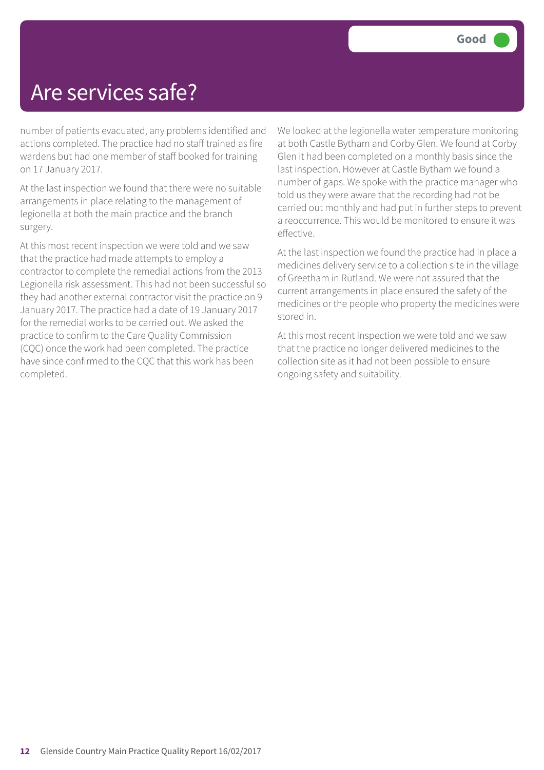Good

# Are services safe?

number of patients evacuated, any problems identified and actions completed. The practice had no staff trained as fire wardens but had one member of staff booked for training on 17 January 2017.

At the last inspection we found that there were no suitable arrangements in place relating to the management of legionella at both the main practice and the branch surgery.

At this most recent inspection we were told and we saw that the practice had made attempts to employ a contractor to complete the remedial actions from the 2013 Legionella risk assessment. This had not been successful so they had another external contractor visit the practice on 9 January 2017. The practice had a date of 19 January 2017 for the remedial works to be carried out. We asked the practice to confirm to the Care Quality Commission (CQC) once the work had been completed. The practice have since confirmed to the CQC that this work has been completed.

We looked at the legionella water temperature monitoring at both Castle Bytham and Corby Glen. We found at Corby Glen it had been completed on a monthly basis since the last inspection. However at Castle Bytham we found a number of gaps. We spoke with the practice manager who told us they were aware that the recording had not be carried out monthly and had put in further steps to prevent a reoccurrence. This would be monitored to ensure it was effective.

At the last inspection we found the practice had in place a medicines delivery service to a collection site in the village of Greetham in Rutland. We were not assured that the current arrangements in place ensured the safety of the medicines or the people who property the medicines were stored in.

At this most recent inspection we were told and we saw that the practice no longer delivered medicines to the collection site as it had not been possible to ensure ongoing safety and suitability.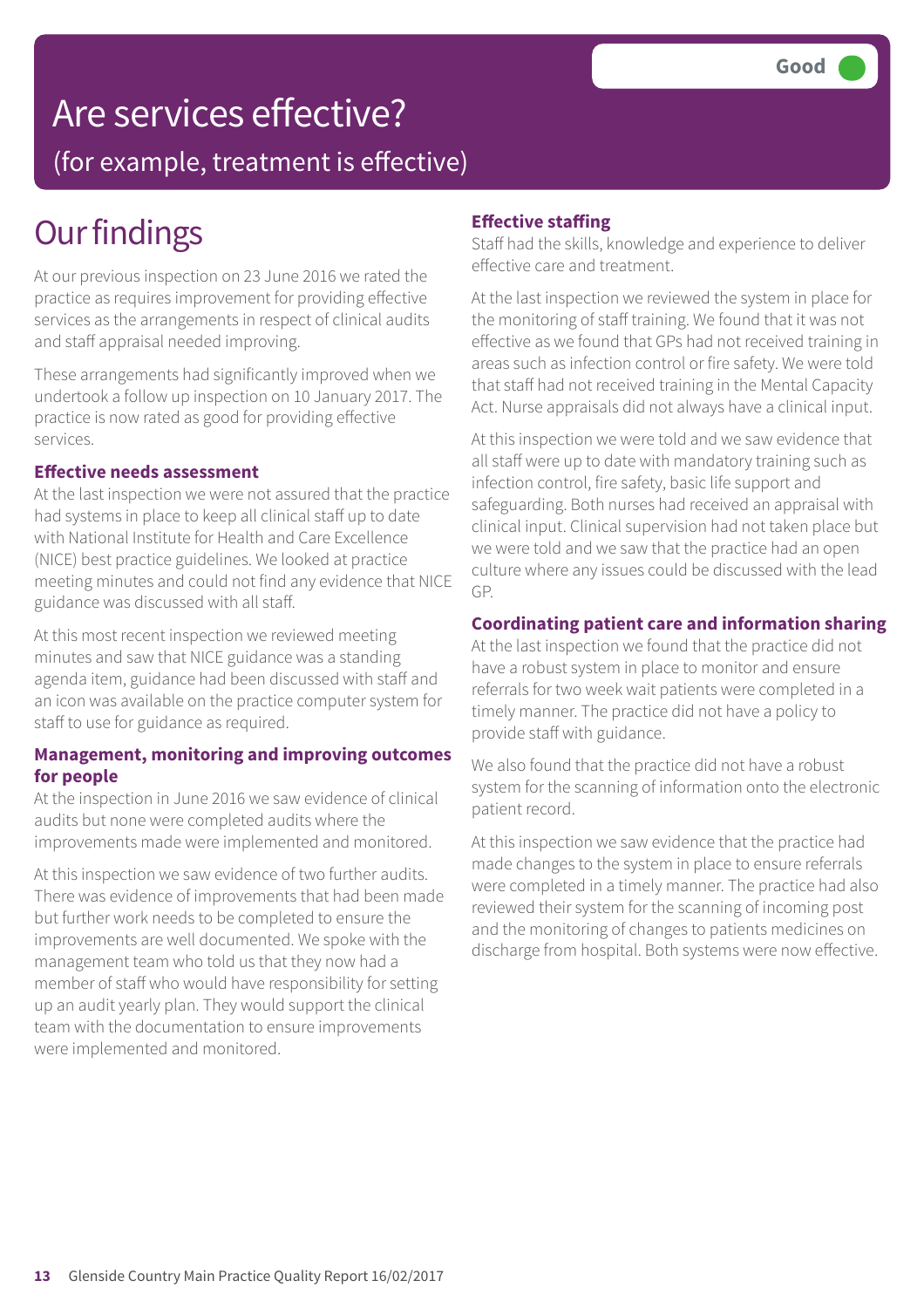# Are services effective?

## (for example, treatment is effective)

**Good**

# Our findings

At our previous inspection on 23 June 2016 we rated the practice as requires improvement for providing effective services as the arrangements in respect of clinical audits and staff appraisal needed improving.

These arrangements had significantly improved when we undertook a follow up inspection on 10 January 2017. The practice is now rated as good for providing effective services.

### Effective needs assessment

At the last inspection we were not assured that the practice had systems in place to keep all clinical staff up to date with National Institute for Health and Care Excellence (NICE) best practice guidelines. We looked at practice meeting minutes and could not find any evidence that NICE guidance was discussed with all staff.

At this most recent inspection we reviewed meeting minutes and saw that NICE guidance was a standing agenda item, guidance had been discussed with staff and an icon was available on the practice computer system for staff to use for guidance as required.

### Management, monitoring and improving outcomes for people

At the inspection in June 2016 we saw evidence of clinical audits but none were completed audits where the improvements made were implemented and monitored.

At this inspection we saw evidence of two further audits. There was evidence of improvements that had been made but further work needs to be completed to ensure the improvements are well documented. We spoke with the management team who told us that they now had a member of staff who would have responsibility for setting up an audit yearly plan. They would support the clinical team with the documentation to ensure improvements were implemented and monitored.

### Effective staffing

Staff had the skills, knowledge and experience to deliver effective care and treatment.

At the last inspection we reviewed the system in place for the monitoring of staff training. We found that it was not effective as we found that GPs had not received training in areas such as infection control or fire safety. We were told that staff had not received training in the Mental Capacity Act. Nurse appraisals did not always have a clinical input.

At this inspection we were told and we saw evidence that all staff were up to date with mandatory training such as infection control, fire safety, basic life support and safeguarding. Both nurses had received an appraisal with clinical input. Clinical supervision had not taken place but we were told and we saw that the practice had an open culture where any issues could be discussed with the lead GP.

### Coordinating patient care and information sharing

At the last inspection we found that the practice did not have a robust system in place to monitor and ensure referrals for two week wait patients were completed in a timely manner. The practice did not have a policy to provide staff with guidance.

We also found that the practice did not have a robust system for the scanning of information onto the electronic patient record.

At this inspection we saw evidence that the practice had made changes to the system in place to ensure referrals were completed in a timely manner. The practice had also reviewed their system for the scanning of incoming post and the monitoring of changes to patients medicines on discharge from hospital. Both systems were now effective.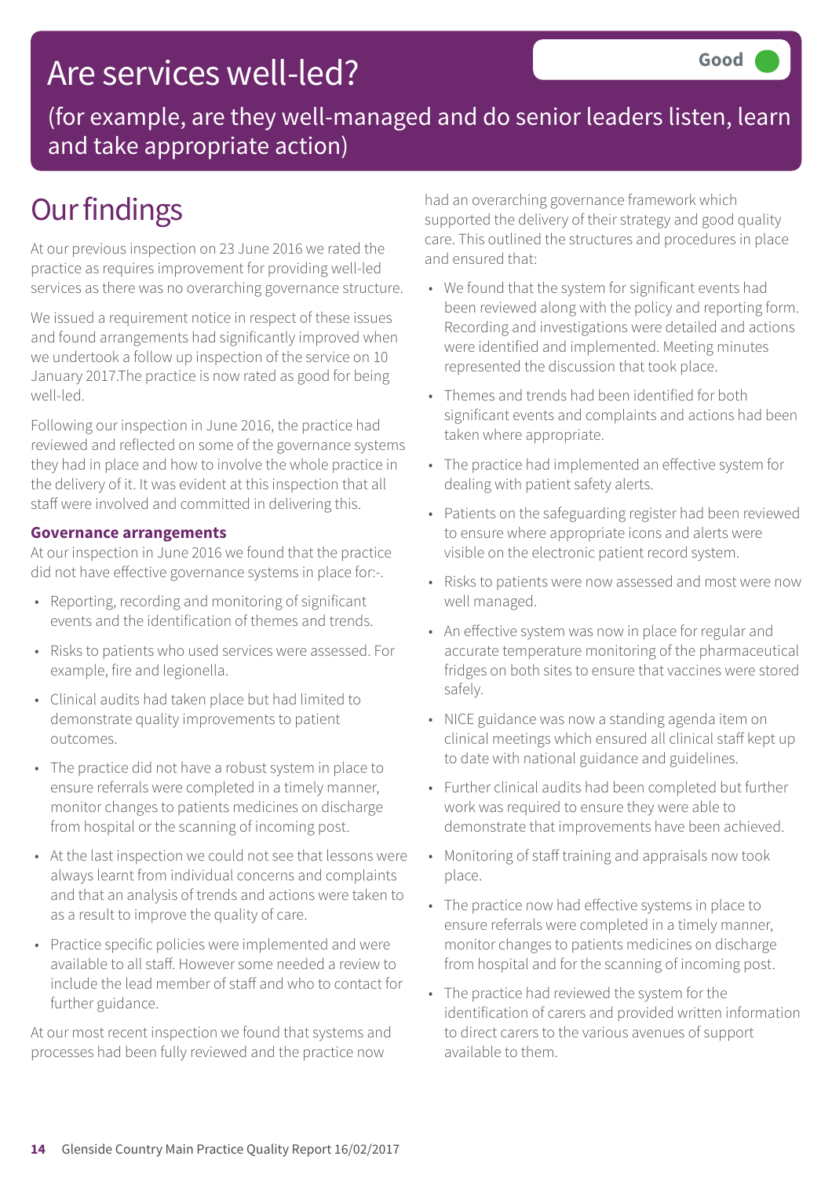# Are services well-led?

Good

(for example, are they well-managed and do senior leaders listen, learn and take appropriate action)

## Our findings

At our previous inspection on 23 June 2016 we rated the practice as requires improvement for providing well-led services as there was no overarching governance structure.

We issued a requirement notice in respect of these issues and found arrangements had significantly improved when we undertook a follow up inspection of the service on 10 January 2017.The practice is now rated as good for being well-led.

Following our inspection in June 2016, the practice had reviewed and reflected on some of the governance systems they had in place and how to involve the whole practice in the delivery of it. It was evident at this inspection that all staff were involved and committed in delivering this.

**Governance arrangements**

At our inspection in June 2016 we found that the practice did not have effective governance systems in place for:-.

- Reporting, recording and monitoring of significant events and the identification of themes and trends.
- Risks to patients who used services were assessed. For example, fire and legionella.
- Clinical audits had taken place but had limited to demonstrate quality improvements to patient outcomes.
- The practice did not have a robust system in place to ensure referrals were completed in a timely manner, monitor changes to patients medicines on discharge from hospital or the scanning of incoming post.
- At the last inspection we could not see that lessons were always learnt from individual concerns and complaints and that an analysis of trends and actions were taken to as a result to improve the quality of care.
- Practice specific policies were implemented and were available to all staff. However some needed a review to include the lead member of staff and who to contact for further guidance.

At our most recent inspection we found that systems and processes had been fully reviewed and the practice now had an overarching governance framework which supported the delivery of their strategy and good quality care. This outlined the structures and procedures in place and ensured that:

- We found that the system for significant events had been reviewed along with the policy and reporting form. Recording and investigations were detailed and actions were identified and implemented. Meeting minutes represented the discussion that took place.
- Themes and trends had been identified for both significant events and complaints and actions had been taken where appropriate.
- The practice had implemented an effective system for dealing with patient safety alerts.
- Patients on the safeguarding register had been reviewed to ensure where appropriate icons and alerts were visible on the electronic patient record system.
- Risks to patients were now assessed and most were now well managed.
- An effective system was now in place for regular and accurate temperature monitoring of the pharmaceutical fridges on both sites to ensure that vaccines were stored safely.
- NICE guidance was now a standing agenda item on clinical meetings which ensured all clinical staff kept up to date with national guidance and guidelines.
- Further clinical audits had been completed but further work was required to ensure they were able to demonstrate that improvements have been achieved.
- Monitoring of staff training and appraisals now took place.
- The practice now had effective systems in place to ensure referrals were completed in a timely manner, monitor changes to patients medicines on discharge from hospital and for the scanning of incoming post.
- The practice had reviewed the system for the identification of carers and provided written information to direct carers to the various avenues of support available to them.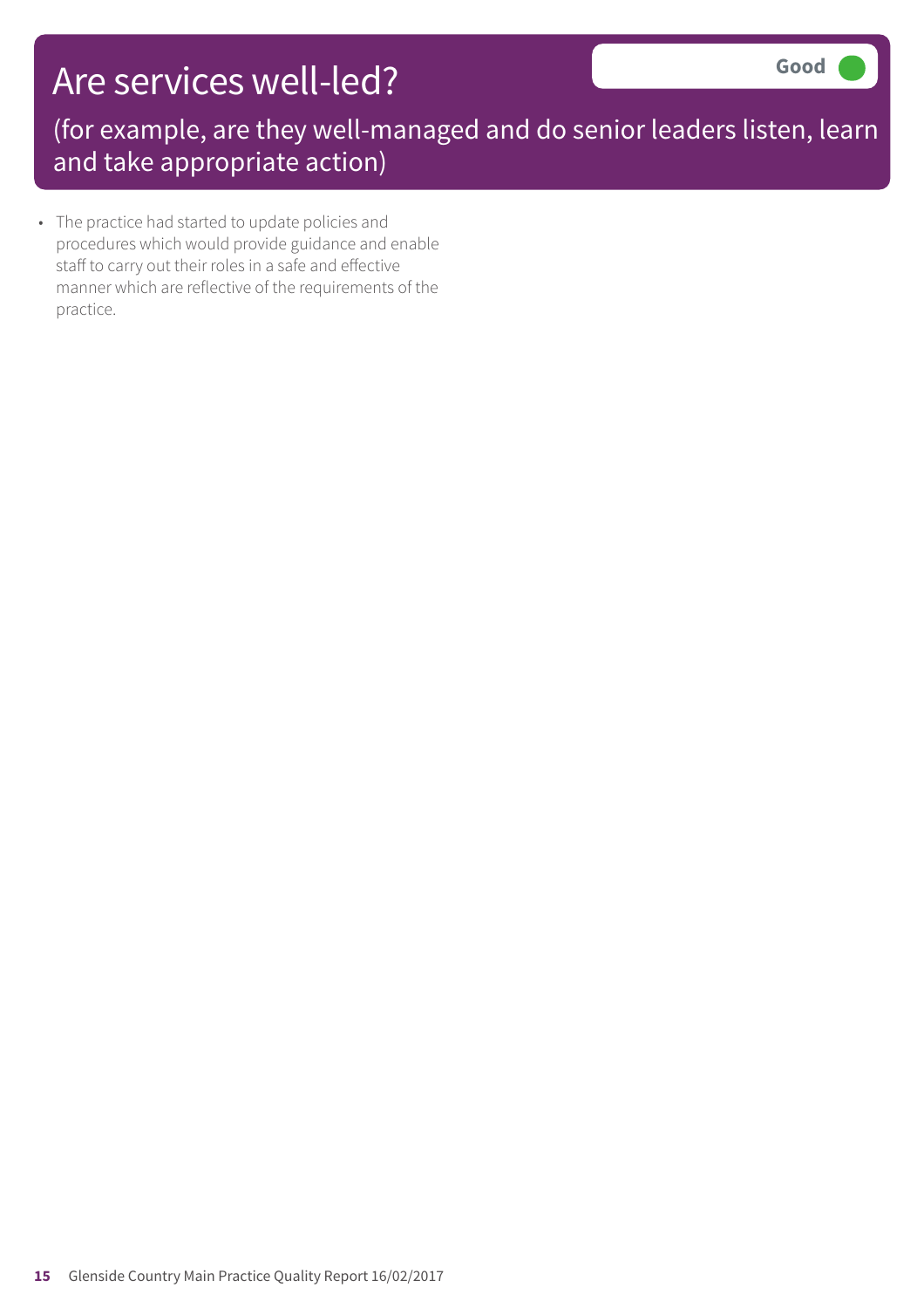# Are services well-led?

**Good**

(for example, are they well-managed and do senior leaders listen, learn and take appropriate action)

- The practice had started to update policies and procedures which would provide guidance and enable staff to carry out their roles in a safe and effective manner which are reflective of the requirements of the practice.